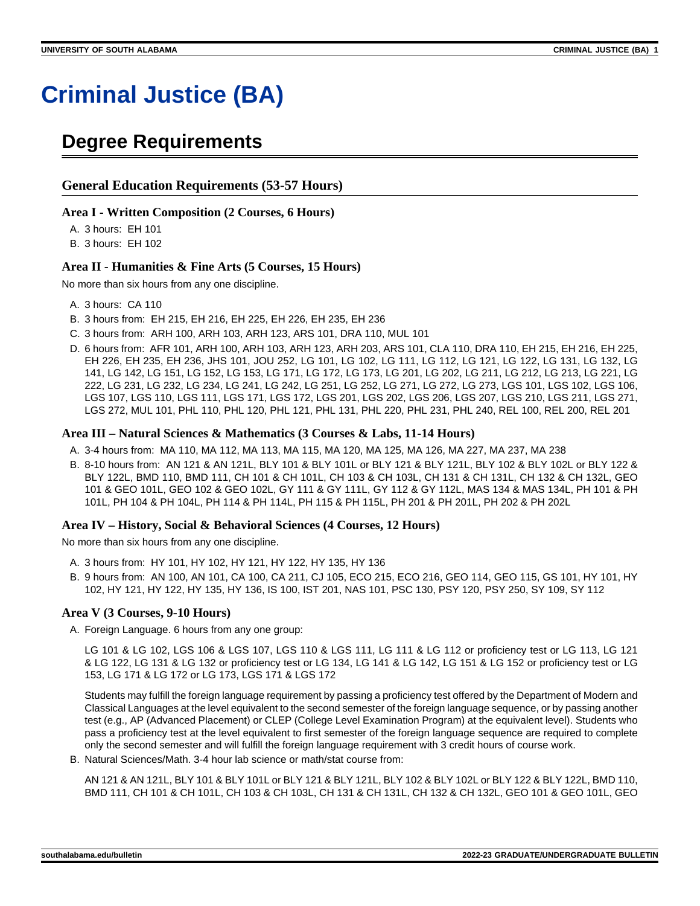# Criminal Justice (BA)

## Degree Requirements

### General Education Requirements (53-57 Hours)

#### Area I - Written Composition (2 Courses, 6 Hours)

A. 3 hours: EH 101
B. 3 hours: EH 102

#### Area II - Humanities & Fine Arts (5 Courses, 15 Hours)

No more than six hours from any one discipline.

A. 3 hours: CA 110
B. 3 hours from: EH 215, EH 216, EH 225, EH 226, EH 235, EH 236
C. 3 hours from: ARH 100, ARH 103, ARH 123, ARS 101, DRA 110, MUL 101
D. 6 hours from: AFR 101, ARH 100, ARH 103, ARH 123, ARH 203, ARS 101, CLA 110, DRA 110, EH 215, EH 216, EH 225, EH 226, EH 235, EH 236, JHS 101, JOU 252, LG 101, LG 102, LG 111, LG 112, LG 121, LG 122, LG 131, LG 132, LG 141, LG 142, LG 151, LG 152, LG 153, LG 171, LG 172, LG 173, LG 201, LG 202, LG 211, LG 212, LG 213, LG 221, LG 222, LG 231, LG 232, LG 234, LG 241, LG 242, LG 251, LG 252, LG 271, LG 272, LG 273, LGS 101, LGS 102, LGS 106, LGS 107, LGS 110, LGS 111, LGS 171, LGS 172, LGS 201, LGS 202, LGS 206, LGS 207, LGS 210, LGS 211, LGS 271, LGS 272, MUL 101, PHL 110, PHL 120, PHL 121, PHL 131, PHL 220, PHL 231, PHL 240, REL 100, REL 200, REL 201

#### Area III – Natural Sciences & Mathematics (3 Courses & Labs, 11-14 Hours)

A. 3-4 hours from: MA 110, MA 112, MA 113, MA 115, MA 120, MA 125, MA 126, MA 227, MA 237, MA 238
B. 8-10 hours from: AN 121 & AN 121L, BLY 101 & BLY 101L or BLY 121 & BLY 121L, BLY 102 & BLY 102L or BLY 122 & BLY 122L, BMD 110, BMD 111, CH 101 & CH 101L, CH 103 & CH 103L, CH 131 & CH 131L, CH 132 & CH 132L, GEO 101 & GEO 101L, GEO 102 & GEO 102L, GY 111 & GY 111L, GY 112 & GY 112L, MAS 134 & MAS 134L, PH 101 & PH 101L, PH 104 & PH 104L, PH 114 & PH 114L, PH 115 & PH 115L, PH 201 & PH 201L, PH 202 & PH 202L

#### Area IV – History, Social & Behavioral Sciences (4 Courses, 12 Hours)

No more than six hours from any one discipline.

A. 3 hours from: HY 101, HY 102, HY 121, HY 122, HY 135, HY 136
B. 9 hours from: AN 100, AN 101, CA 100, CA 211, CJ 105, ECO 215, ECO 216, GEO 114, GEO 115, GS 101, HY 101, HY 102, HY 121, HY 122, HY 135, HY 136, IS 100, IST 201, NAS 101, PSC 130, PSY 120, PSY 250, SY 109, SY 112

#### Area V (3 Courses, 9-10 Hours)

A. Foreign Language. 6 hours from any one group:

   LG 101 & LG 102, LGS 106 & LGS 107, LGS 110 & LGS 111, LG 111 & LG 112 or proficiency test or LG 113, LG 121 & LG 122, LG 131 & LG 132 or proficiency test or LG 134, LG 141 & LG 142, LG 151 & LG 152 or proficiency test or LG 153, LG 171 & LG 172 or LG 173, LGS 171 & LGS 172

   Students may fulfill the foreign language requirement by passing a proficiency test offered by the Department of Modern and Classical Languages at the level equivalent to the second semester of the foreign language sequence, or by passing another test (e.g., AP (Advanced Placement) or CLEP (College Level Examination Program) at the equivalent level). Students who pass a proficiency test at the level equivalent to first semester of the foreign language sequence are required to complete only the second semester and will fulfill the foreign language requirement with 3 credit hours of course work.

B. Natural Sciences/Math. 3-4 hour lab science or math/stat course from:

   AN 121 & AN 121L, BLY 101 & BLY 101L or BLY 121 & BLY 121L, BLY 102 & BLY 102L or BLY 122 & BLY 122L, BMD 110, BMD 111, CH 101 & CH 101L, CH 103 & CH 103L, CH 131 & CH 131L, CH 132 & CH 132L, GEO 101 & GEO 101L, GEO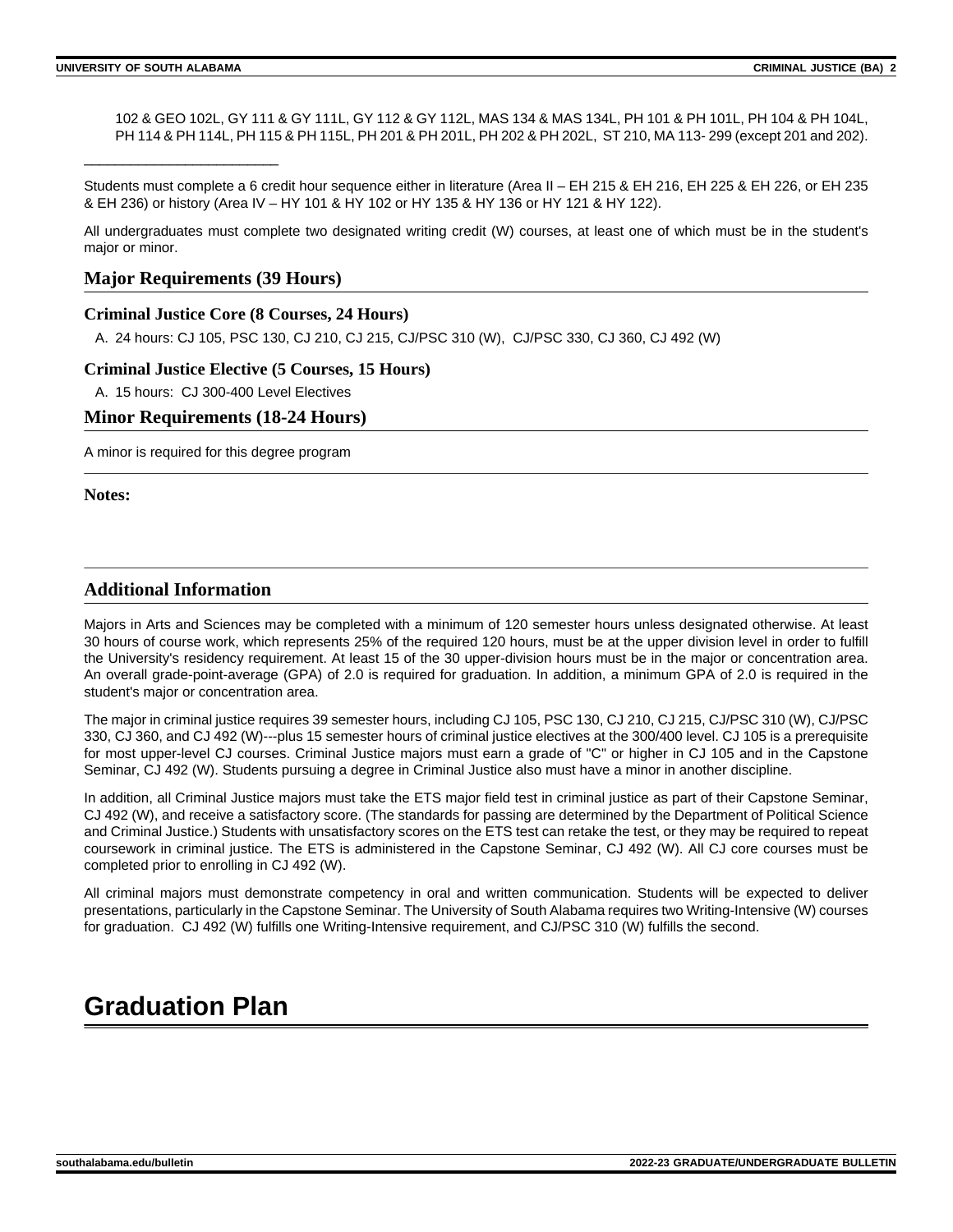102 & GEO 102L, GY 111 & GY 111L, GY 112 & GY 112L, MAS 134 & MAS 134L, PH 101 & PH 101L, PH 104 & PH 104L, PH 114 & PH 114L, PH 115 & PH 115L, PH 201 & PH 201L, PH 202 & PH 202L, ST 210, MA 113- 299 (except 201 and 202).

________________________

Students must complete a 6 credit hour sequence either in literature (Area II – EH 215 & EH 216, EH 225 & EH 226, or EH 235 & EH 236) or history (Area IV – HY 101 & HY 102 or HY 135 & HY 136 or HY 121 & HY 122).

All undergraduates must complete two designated writing credit (W) courses, at least one of which must be in the student's major or minor.

## Major Requirements (39 Hours)

### Criminal Justice Core (8 Courses, 24 Hours)

A. 24 hours: CJ 105, PSC 130, CJ 210, CJ 215, CJ/PSC 310 (W), CJ/PSC 330, CJ 360, CJ 492 (W)

### Criminal Justice Elective (5 Courses, 15 Hours)

A. 15 hours: CJ 300-400 Level Electives

## Minor Requirements (18-24 Hours)

A minor is required for this degree program

**Notes:**

## Additional Information

Majors in Arts and Sciences may be completed with a minimum of 120 semester hours unless designated otherwise. At least 30 hours of course work, which represents 25% of the required 120 hours, must be at the upper division level in order to fulfill the University's residency requirement. At least 15 of the 30 upper-division hours must be in the major or concentration area. An overall grade-point-average (GPA) of 2.0 is required for graduation. In addition, a minimum GPA of 2.0 is required in the student's major or concentration area.

The major in criminal justice requires 39 semester hours, including CJ 105, PSC 130, CJ 210, CJ 215, CJ/PSC 310 (W), CJ/PSC 330, CJ 360, and CJ 492 (W)---plus 15 semester hours of criminal justice electives at the 300/400 level. CJ 105 is a prerequisite for most upper-level CJ courses. Criminal Justice majors must earn a grade of "C" or higher in CJ 105 and in the Capstone Seminar, CJ 492 (W). Students pursuing a degree in Criminal Justice also must have a minor in another discipline.

In addition, all Criminal Justice majors must take the ETS major field test in criminal justice as part of their Capstone Seminar, CJ 492 (W), and receive a satisfactory score. (The standards for passing are determined by the Department of Political Science and Criminal Justice.) Students with unsatisfactory scores on the ETS test can retake the test, or they may be required to repeat coursework in criminal justice. The ETS is administered in the Capstone Seminar, CJ 492 (W). All CJ core courses must be completed prior to enrolling in CJ 492 (W).

All criminal majors must demonstrate competency in oral and written communication. Students will be expected to deliver presentations, particularly in the Capstone Seminar. The University of South Alabama requires two Writing-Intensive (W) courses for graduation. CJ 492 (W) fulfills one Writing-Intensive requirement, and CJ/PSC 310 (W) fulfills the second.

# Graduation Plan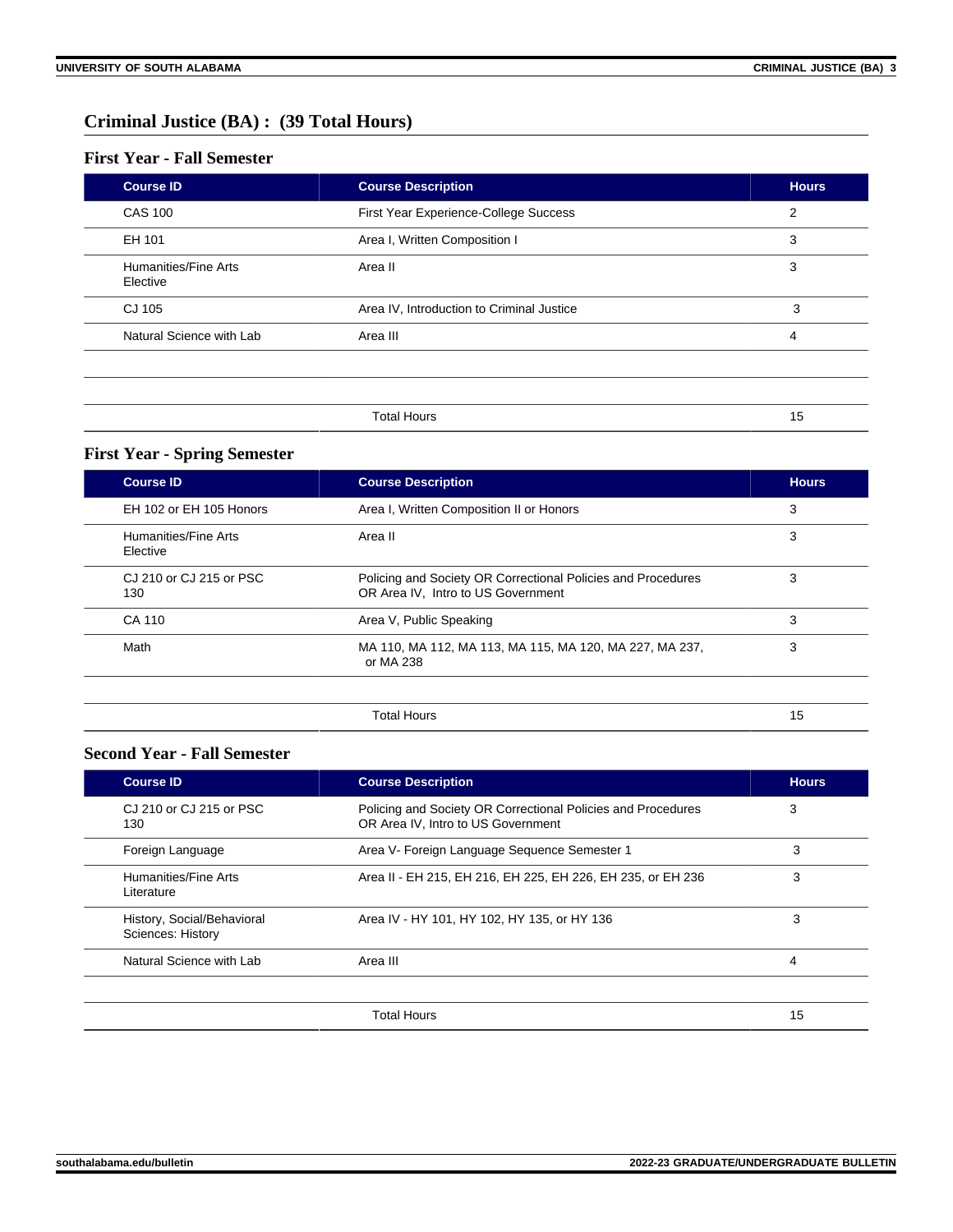## Criminal Justice (BA) : (39 Total Hours)

### First Year - Fall Semester

| Course ID | Course Description | Hours |
|---|---|---|
| CAS 100 | First Year Experience-College Success | 2 |
| EH 101 | Area I, Written Composition I | 3 |
| Humanities/Fine Arts Elective | Area II | 3 |
| CJ 105 | Area IV, Introduction to Criminal Justice | 3 |
| Natural Science with Lab | Area III | 4 |
| | | |
| | | |
| | Total Hours | 15 |

### First Year - Spring Semester

| Course ID | Course Description | Hours |
|---|---|---|
| EH 102 or EH 105 Honors | Area I, Written Composition II or Honors | 3 |
| Humanities/Fine Arts Elective | Area II | 3 |
| CJ 210 or CJ 215 or PSC 130 | Policing and Society OR Correctional Policies and Procedures OR Area IV, Intro to US Government | 3 |
| CA 110 | Area V, Public Speaking | 3 |
| Math | MA 110, MA 112, MA 113, MA 115, MA 120, MA 227, MA 237, or MA 238 | 3 |
| | | |
| | Total Hours | 15 |

### Second Year - Fall Semester

| Course ID | Course Description | Hours |
|---|---|---|
| CJ 210 or CJ 215 or PSC 130 | Policing and Society OR Correctional Policies and Procedures OR Area IV, Intro to US Government | 3 |
| Foreign Language | Area V- Foreign Language Sequence Semester 1 | 3 |
| Humanities/Fine Arts Literature | Area II - EH 215, EH 216, EH 225, EH 226, EH 235, or EH 236 | 3 |
| History, Social/Behavioral Sciences: History | Area IV - HY 101, HY 102, HY 135, or HY 136 | 3 |
| Natural Science with Lab | Area III | 4 |
| | | |
| | Total Hours | 15 |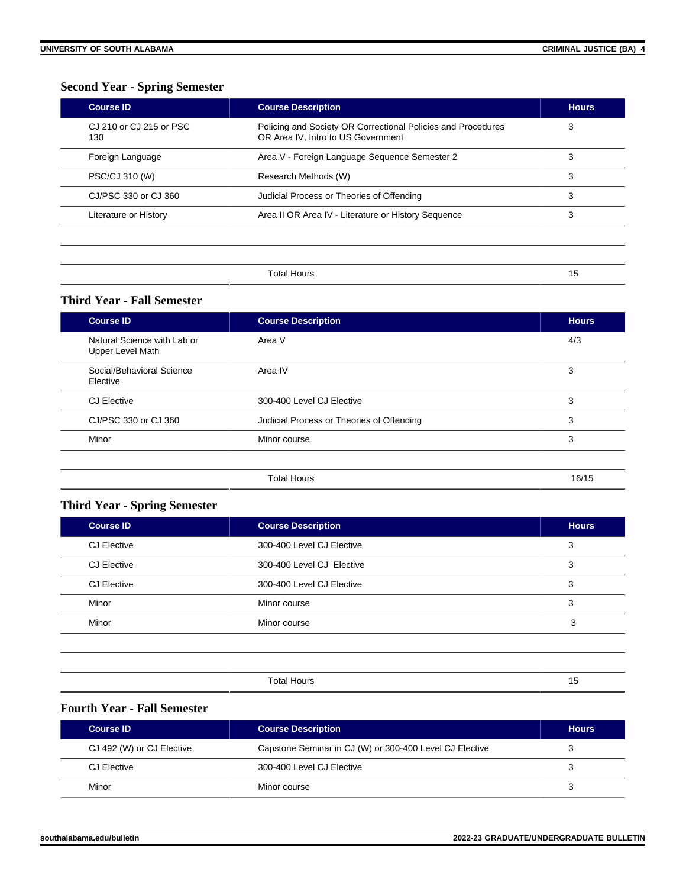### Second Year - Spring Semester

| Course ID | Course Description | Hours |
|---|---|---|
| CJ 210 or CJ 215 or PSC 130 | Policing and Society OR Correctional Policies and Procedures OR Area IV, Intro to US Government | 3 |
| Foreign Language | Area V - Foreign Language Sequence Semester 2 | 3 |
| PSC/CJ 310 (W) | Research Methods (W) | 3 |
| CJ/PSC 330 or CJ 360 | Judicial Process or Theories of Offending | 3 |
| Literature or History | Area II OR Area IV - Literature or History Sequence | 3 |
| | | |
| | | |
| | Total Hours | 15 |

### Third Year - Fall Semester

| Course ID | Course Description | Hours |
|---|---|---|
| Natural Science with Lab or Upper Level Math | Area V | 4/3 |
| Social/Behavioral Science Elective | Area IV | 3 |
| CJ Elective | 300-400 Level CJ Elective | 3 |
| CJ/PSC 330 or CJ 360 | Judicial Process or Theories of Offending | 3 |
| Minor | Minor course | 3 |
| | | |
| | Total Hours | 16/15 |

### Third Year - Spring Semester

| Course ID | Course Description | Hours |
|---|---|---|
| CJ Elective | 300-400 Level CJ Elective | 3 |
| CJ Elective | 300-400 Level CJ Elective | 3 |
| CJ Elective | 300-400 Level CJ Elective | 3 |
| Minor | Minor course | 3 |
| Minor | Minor course | 3 |
| | | |
| | | |
| | Total Hours | 15 |

### Fourth Year - Fall Semester

| Course ID | Course Description | Hours |
|---|---|---|
| CJ 492 (W) or CJ Elective | Capstone Seminar in CJ (W) or 300-400 Level CJ Elective | 3 |
| CJ Elective | 300-400 Level CJ Elective | 3 |
| Minor | Minor course | 3 |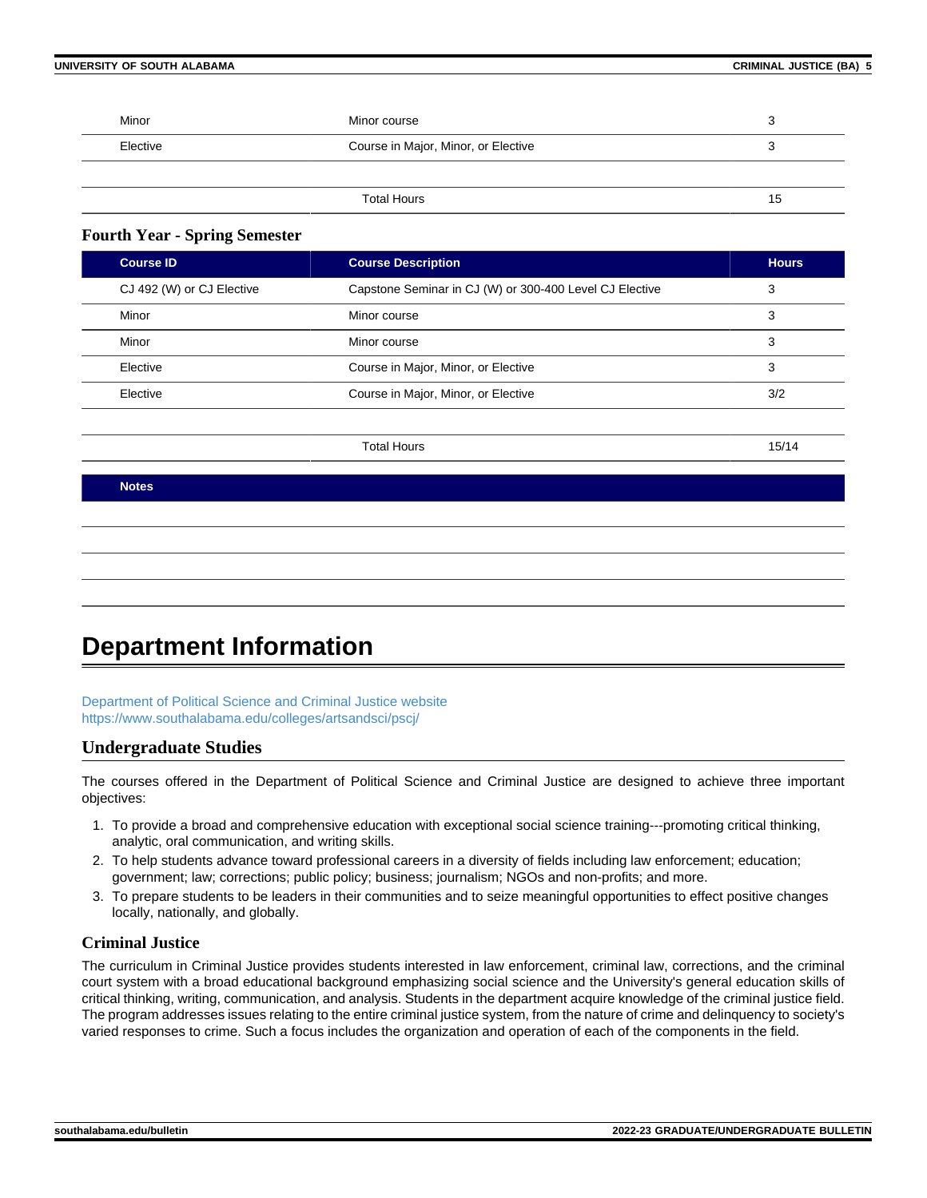| | | |
|---|---|---|
| Minor | Minor course | 3 |
| Elective | Course in Major, Minor, or Elective | 3 |
| | | |
| | Total Hours | 15 |

### Fourth Year - Spring Semester

| Course ID | Course Description | Hours |
|---|---|---|
| CJ 492 (W) or CJ Elective | Capstone Seminar in CJ (W) or 300-400 Level CJ Elective | 3 |
| Minor | Minor course | 3 |
| Minor | Minor course | 3 |
| Elective | Course in Major, Minor, or Elective | 3 |
| Elective | Course in Major, Minor, or Elective | 3/2 |
| | | |
| | Total Hours | 15/14 |

| Notes |
|---|
| |
| |
| |
| |

# Department Information

Department of Political Science and Criminal Justice website
https://www.southalabama.edu/colleges/artsandsci/pscj/

## Undergraduate Studies

The courses offered in the Department of Political Science and Criminal Justice are designed to achieve three important objectives:

1. To provide a broad and comprehensive education with exceptional social science training---promoting critical thinking, analytic, oral communication, and writing skills.
2. To help students advance toward professional careers in a diversity of fields including law enforcement; education; government; law; corrections; public policy; business; journalism; NGOs and non-profits; and more.
3. To prepare students to be leaders in their communities and to seize meaningful opportunities to effect positive changes locally, nationally, and globally.

### Criminal Justice

The curriculum in Criminal Justice provides students interested in law enforcement, criminal law, corrections, and the criminal court system with a broad educational background emphasizing social science and the University's general education skills of critical thinking, writing, communication, and analysis. Students in the department acquire knowledge of the criminal justice field. The program addresses issues relating to the entire criminal justice system, from the nature of crime and delinquency to society's varied responses to crime. Such a focus includes the organization and operation of each of the components in the field.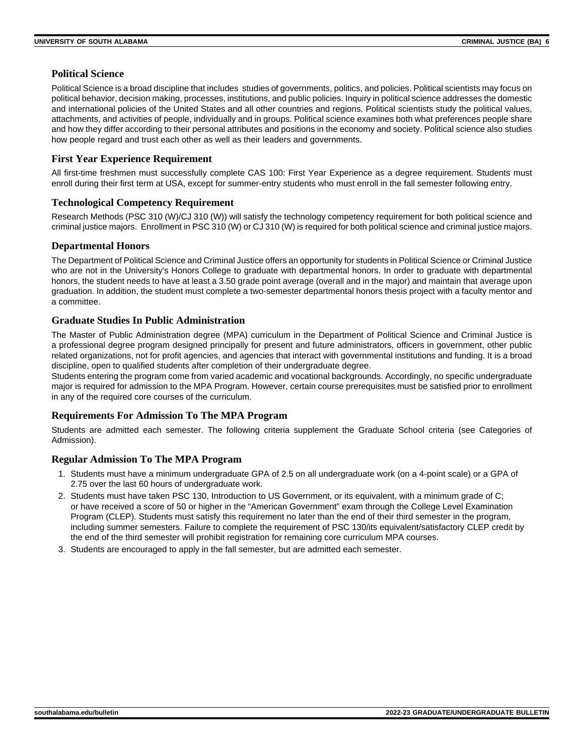## Political Science

Political Science is a broad discipline that includes studies of governments, politics, and policies. Political scientists may focus on political behavior, decision making, processes, institutions, and public policies. Inquiry in political science addresses the domestic and international policies of the United States and all other countries and regions. Political scientists study the political values, attachments, and activities of people, individually and in groups. Political science examines both what preferences people share and how they differ according to their personal attributes and positions in the economy and society. Political science also studies how people regard and trust each other as well as their leaders and governments.

## First Year Experience Requirement

All first-time freshmen must successfully complete CAS 100: First Year Experience as a degree requirement. Students must enroll during their first term at USA, except for summer-entry students who must enroll in the fall semester following entry.

## Technological Competency Requirement

Research Methods (PSC 310 (W)/CJ 310 (W)) will satisfy the technology competency requirement for both political science and criminal justice majors. Enrollment in PSC 310 (W) or CJ 310 (W) is required for both political science and criminal justice majors.

## Departmental Honors

The Department of Political Science and Criminal Justice offers an opportunity for students in Political Science or Criminal Justice who are not in the University's Honors College to graduate with departmental honors. In order to graduate with departmental honors, the student needs to have at least a 3.50 grade point average (overall and in the major) and maintain that average upon graduation. In addition, the student must complete a two-semester departmental honors thesis project with a faculty mentor and a committee.

## Graduate Studies In Public Administration

The Master of Public Administration degree (MPA) curriculum in the Department of Political Science and Criminal Justice is a professional degree program designed principally for present and future administrators, officers in government, other public related organizations, not for profit agencies, and agencies that interact with governmental institutions and funding. It is a broad discipline, open to qualified students after completion of their undergraduate degree.

Students entering the program come from varied academic and vocational backgrounds. Accordingly, no specific undergraduate major is required for admission to the MPA Program. However, certain course prerequisites must be satisfied prior to enrollment in any of the required core courses of the curriculum.

## Requirements For Admission To The MPA Program

Students are admitted each semester. The following criteria supplement the Graduate School criteria (see Categories of Admission).

## Regular Admission To The MPA Program

1. Students must have a minimum undergraduate GPA of 2.5 on all undergraduate work (on a 4-point scale) or a GPA of 2.75 over the last 60 hours of undergraduate work.
2. Students must have taken PSC 130, Introduction to US Government, or its equivalent, with a minimum grade of C; or have received a score of 50 or higher in the “American Government” exam through the College Level Examination Program (CLEP). Students must satisfy this requirement no later than the end of their third semester in the program, including summer semesters. Failure to complete the requirement of PSC 130/its equivalent/satisfactory CLEP credit by the end of the third semester will prohibit registration for remaining core curriculum MPA courses.
3. Students are encouraged to apply in the fall semester, but are admitted each semester.